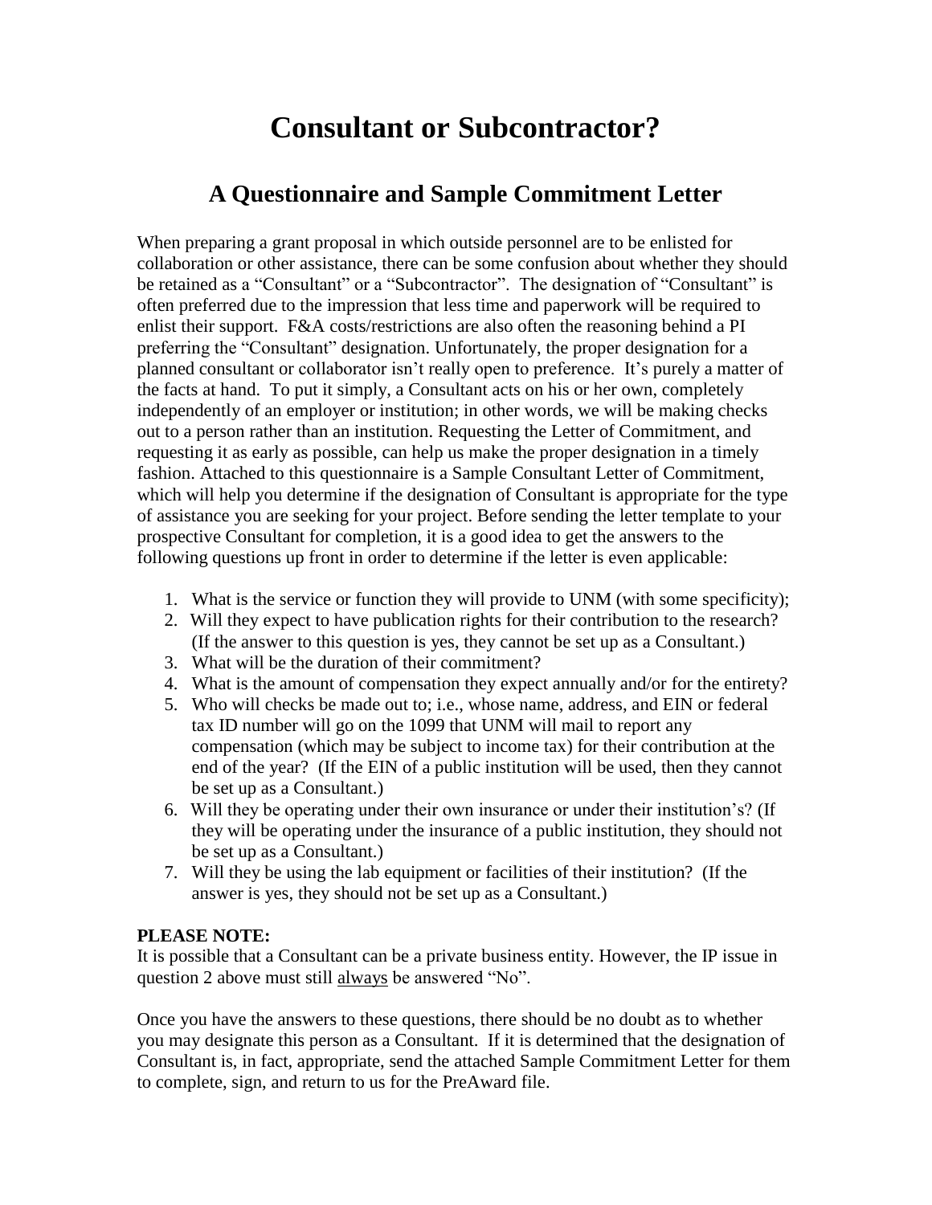# Consultant or Subcontractor?

## A Questionnaire and Sample Commitment Letter

When preparing a grant proposal in which outside personnel are to be enlisted for collaboration or other assistance, there can be some confusion about whether they should be retained as a "Consultant" or a "Subcontractor". The designation of "Consultant" is often preferred due to the impression that less time and paperwork will be required to enlist their support. F&A costs/restrictions are also often the reasoning behind a PI preferring the "Consultant" designation. Unfortunately, the proper designation for a planned consultant or collaborator isn't really open to preference. It's purely a matter of the facts at hand. To put it simply, a Consultant acts on his or her own, completely independently of an employer or institution; in other words, we will be making checks out to a person rather than an institution. Requesting the Letter of Commitment, and requesting it as early as possible, can help us make the proper designation in a timely fashion. Attached to this questionnaire is a Sample Consultant Letter of Commitment, which will help you determine if the designation of Consultant is appropriate for the type of assistance you are seeking for your project. Before sending the letter template to your prospective Consultant for completion, it is a good idea to get the answers to the following questions up front in order to determine if the letter is even applicable:

1. What is the service or function they will provide to UNM (with some specificity);
2. Will they expect to have publication rights for their contribution to the research? (If the answer to this question is yes, they cannot be set up as a Consultant.)
3. What will be the duration of their commitment?
4. What is the amount of compensation they expect annually and/or for the entirety?
5. Who will checks be made out to; i.e., whose name, address, and EIN or federal tax ID number will go on the 1099 that UNM will mail to report any compensation (which may be subject to income tax) for their contribution at the end of the year? (If the EIN of a public institution will be used, then they cannot be set up as a Consultant.)
6. Will they be operating under their own insurance or under their institution's? (If they will be operating under the insurance of a public institution, they should not be set up as a Consultant.)
7. Will they be using the lab equipment or facilities of their institution? (If the answer is yes, they should not be set up as a Consultant.)

**PLEASE NOTE:**
It is possible that a Consultant can be a private business entity. However, the IP issue in question 2 above must still <u>always</u> be answered "No".

Once you have the answers to these questions, there should be no doubt as to whether you may designate this person as a Consultant. If it is determined that the designation of Consultant is, in fact, appropriate, send the attached Sample Commitment Letter for them to complete, sign, and return to us for the PreAward file.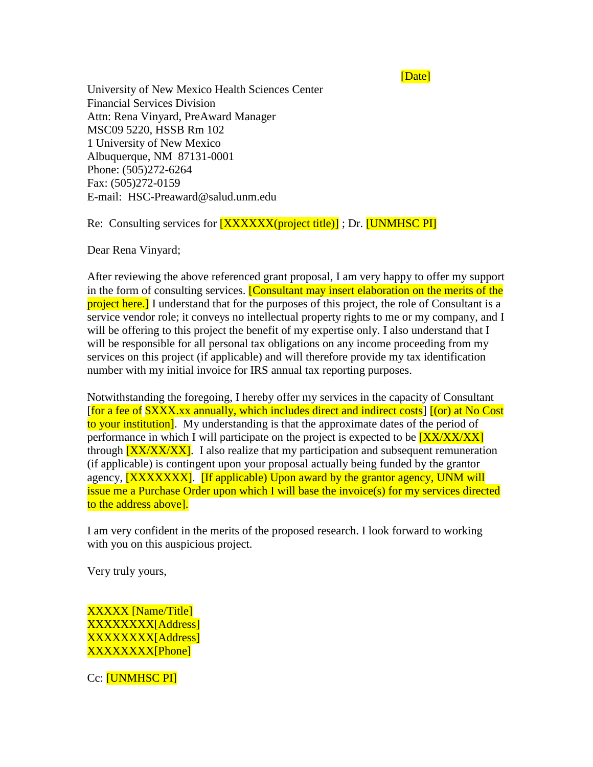[Date]

University of New Mexico Health Sciences Center
Financial Services Division
Attn: Rena Vinyard, PreAward Manager
MSC09 5220, HSSB Rm 102
1 University of New Mexico
Albuquerque, NM  87131-0001
Phone: (505)272-6264
Fax: (505)272-0159
E-mail:  HSC-Preaward@salud.unm.edu

Re:  Consulting services for [XXXXXX(project title)] ; Dr. [UNMHSC PI]

Dear Rena Vinyard;

After reviewing the above referenced grant proposal, I am very happy to offer my support in the form of consulting services. [Consultant may insert elaboration on the merits of the project here.] I understand that for the purposes of this project, the role of Consultant is a service vendor role; it conveys no intellectual property rights to me or my company, and I will be offering to this project the benefit of my expertise only. I also understand that I will be responsible for all personal tax obligations on any income proceeding from my services on this project (if applicable) and will therefore provide my tax identification number with my initial invoice for IRS annual tax reporting purposes.

Notwithstanding the foregoing, I hereby offer my services in the capacity of Consultant [for a fee of $XXX.xx annually, which includes direct and indirect costs] [(or) at No Cost to your institution].  My understanding is that the approximate dates of the period of performance in which I will participate on the project is expected to be [XX/XX/XX] through [XX/XX/XX].  I also realize that my participation and subsequent remuneration (if applicable) is contingent upon your proposal actually being funded by the grantor agency, [XXXXXXX].  [If applicable) Upon award by the grantor agency, UNM will issue me a Purchase Order upon which I will base the invoice(s) for my services directed to the address above].

I am very confident in the merits of the proposed research. I look forward to working with you on this auspicious project.

Very truly yours,

XXXXX [Name/Title]
XXXXXXXX[Address]
XXXXXXXX[Address]
XXXXXXXX[Phone]

Cc: [UNMHSC PI]